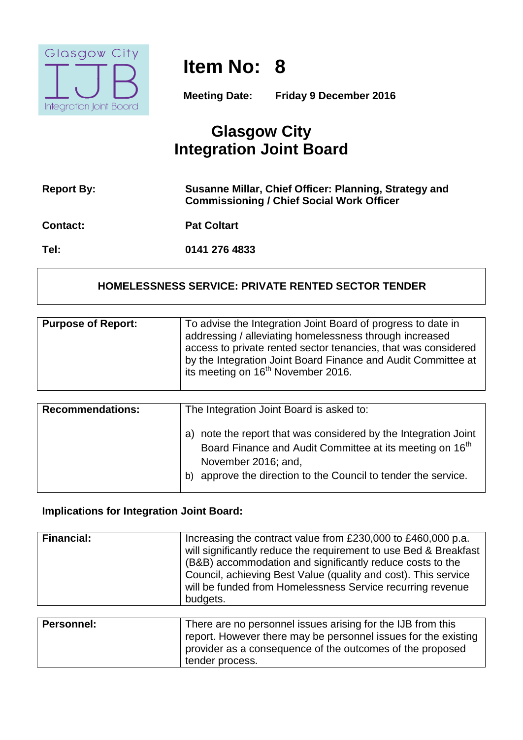Glasgow City IJB Integration Joint Board

# Item No: 8

**Meeting Date:** **Friday 9 December 2016**

## Glasgow City Integration Joint Board

| | |
|---|---|
| **Report By:** | **Susanne Millar, Chief Officer: Planning, Strategy and Commissioning / Chief Social Work Officer** |
| **Contact:** | **Pat Coltart** |
| **Tel:** | **0141 276 4833** |

**HOMELESSNESS SERVICE: PRIVATE RENTED SECTOR TENDER**

| | |
|---|---|
| **Purpose of Report:** | To advise the Integration Joint Board of progress to date in addressing / alleviating homelessness through increased access to private rented sector tenancies, that was considered by the Integration Joint Board Finance and Audit Committee at its meeting on 16th November 2016. |

| | |
|---|---|
| **Recommendations:** | The Integration Joint Board is asked to:<br><br>a) note the report that was considered by the Integration Joint Board Finance and Audit Committee at its meeting on 16th November 2016; and,<br>b) approve the direction to the Council to tender the service. |

**Implications for Integration Joint Board:**

| | |
|---|---|
| **Financial:** | Increasing the contract value from £230,000 to £460,000 p.a. will significantly reduce the requirement to use Bed & Breakfast (B&B) accommodation and significantly reduce costs to the Council, achieving Best Value (quality and cost). This service will be funded from Homelessness Service recurring revenue budgets. |

| | |
|---|---|
| **Personnel:** | There are no personnel issues arising for the IJB from this report. However there may be personnel issues for the existing provider as a consequence of the outcomes of the proposed tender process. |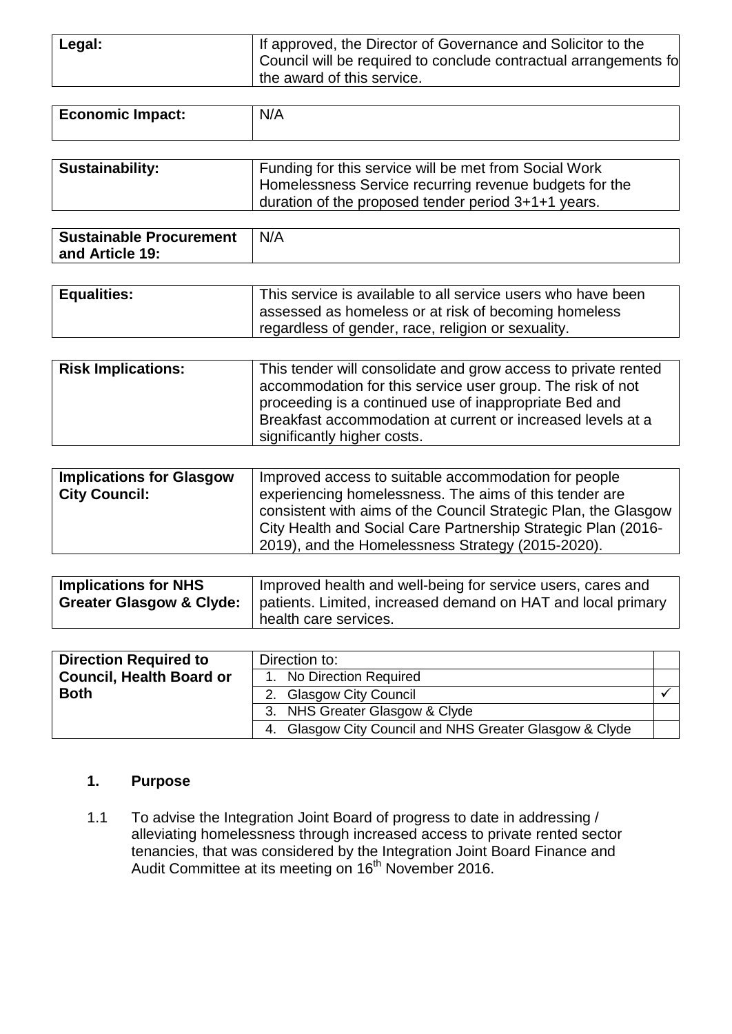| | |
|---|---|
| **Legal:** | If approved, the Director of Governance and Solicitor to the Council will be required to conclude contractual arrangements fo the award of this service. |

| | |
|---|---|
| **Economic Impact:** | N/A |

| | |
|---|---|
| **Sustainability:** | Funding for this service will be met from Social Work Homelessness Service recurring revenue budgets for the duration of the proposed tender period 3+1+1 years. |

| | |
|---|---|
| **Sustainable Procurement and Article 19:** | N/A |

| | |
|---|---|
| **Equalities:** | This service is available to all service users who have been assessed as homeless or at risk of becoming homeless regardless of gender, race, religion or sexuality. |

| | |
|---|---|
| **Risk Implications:** | This tender will consolidate and grow access to private rented accommodation for this service user group. The risk of not proceeding is a continued use of inappropriate Bed and Breakfast accommodation at current or increased levels at a significantly higher costs. |

| | |
|---|---|
| **Implications for Glasgow City Council:** | Improved access to suitable accommodation for people experiencing homelessness. The aims of this tender are consistent with aims of the Council Strategic Plan, the Glasgow City Health and Social Care Partnership Strategic Plan (2016-2019), and the Homelessness Strategy (2015-2020). |

| | |
|---|---|
| **Implications for NHS Greater Glasgow & Clyde:** | Improved health and well-being for service users, cares and patients. Limited, increased demand on HAT and local primary health care services. |

| **Direction Required to Council, Health Board or Both** | Direction to: | |
|---|---|---|
| | 1. No Direction Required | |
| | 2. Glasgow City Council | ✓ |
| | 3. NHS Greater Glasgow & Clyde | |
| | 4. Glasgow City Council and NHS Greater Glasgow & Clyde | |

## 1. Purpose

1.1 To advise the Integration Joint Board of progress to date in addressing / alleviating homelessness through increased access to private rented sector tenancies, that was considered by the Integration Joint Board Finance and Audit Committee at its meeting on 16th November 2016.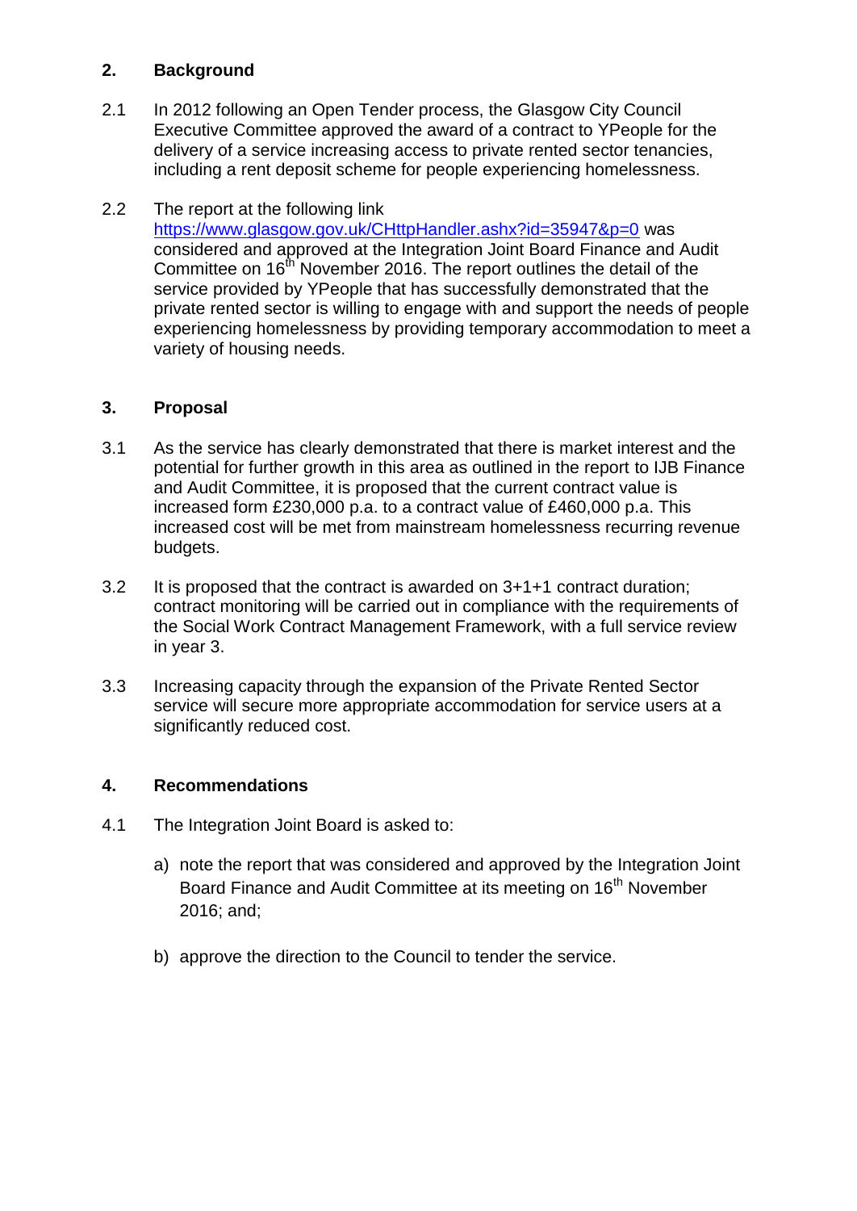## 2. Background

2.1 In 2012 following an Open Tender process, the Glasgow City Council Executive Committee approved the award of a contract to YPeople for the delivery of a service increasing access to private rented sector tenancies, including a rent deposit scheme for people experiencing homelessness.

2.2 The report at the following link https://www.glasgow.gov.uk/CHttpHandler.ashx?id=35947&p=0 was considered and approved at the Integration Joint Board Finance and Audit Committee on 16th November 2016. The report outlines the detail of the service provided by YPeople that has successfully demonstrated that the private rented sector is willing to engage with and support the needs of people experiencing homelessness by providing temporary accommodation to meet a variety of housing needs.

## 3. Proposal

3.1 As the service has clearly demonstrated that there is market interest and the potential for further growth in this area as outlined in the report to IJB Finance and Audit Committee, it is proposed that the current contract value is increased form £230,000 p.a. to a contract value of £460,000 p.a. This increased cost will be met from mainstream homelessness recurring revenue budgets.

3.2 It is proposed that the contract is awarded on 3+1+1 contract duration; contract monitoring will be carried out in compliance with the requirements of the Social Work Contract Management Framework, with a full service review in year 3.

3.3 Increasing capacity through the expansion of the Private Rented Sector service will secure more appropriate accommodation for service users at a significantly reduced cost.

## 4. Recommendations

4.1 The Integration Joint Board is asked to:

a) note the report that was considered and approved by the Integration Joint Board Finance and Audit Committee at its meeting on 16th November 2016; and;

b) approve the direction to the Council to tender the service.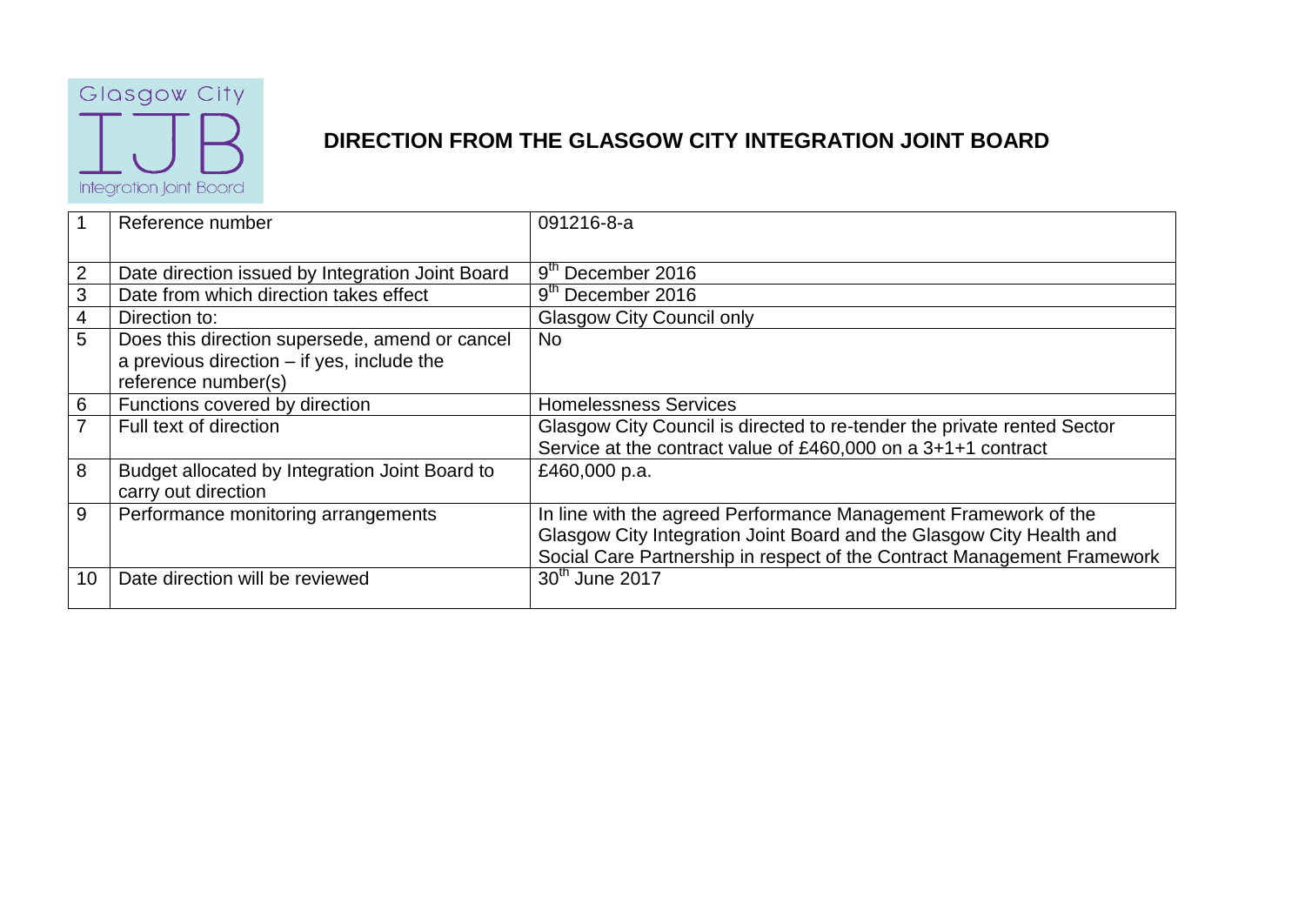# DIRECTION FROM THE GLASGOW CITY INTEGRATION JOINT BOARD

| | | |
|---|---|---|
| 1 | Reference number | 091216-8-a |
| 2 | Date direction issued by Integration Joint Board | 9th December 2016 |
| 3 | Date from which direction takes effect | 9th December 2016 |
| 4 | Direction to: | Glasgow City Council only |
| 5 | Does this direction supersede, amend or cancel a previous direction – if yes, include the reference number(s) | No |
| 6 | Functions covered by direction | Homelessness Services |
| 7 | Full text of direction | Glasgow City Council is directed to re-tender the private rented Sector Service at the contract value of £460,000 on a 3+1+1 contract |
| 8 | Budget allocated by Integration Joint Board to carry out direction | £460,000 p.a. |
| 9 | Performance monitoring arrangements | In line with the agreed Performance Management Framework of the Glasgow City Integration Joint Board and the Glasgow City Health and Social Care Partnership in respect of the Contract Management Framework |
| 10 | Date direction will be reviewed | 30th June 2017 |